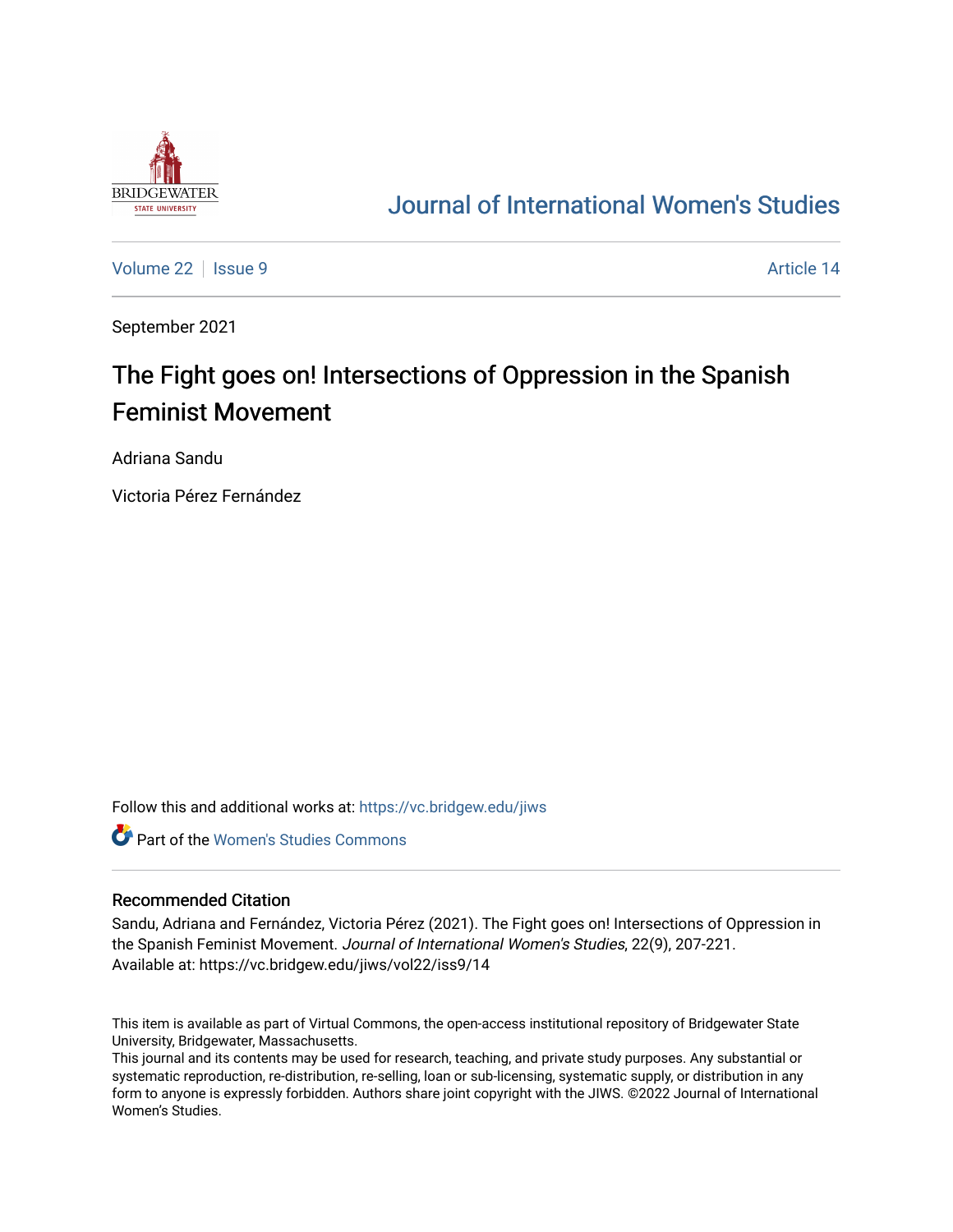Journal of International Women's Studies

Volume 22 | Issue 9 | Article 14

September 2021

# The Fight goes on! Intersections of Oppression in the Spanish Feminist Movement

Adriana Sandu

Victoria Pérez Fernández

Follow this and additional works at: https://vc.bridgew.edu/jiws

Part of the Women's Studies Commons

## Recommended Citation

Sandu, Adriana and Fernández, Victoria Pérez (2021). The Fight goes on! Intersections of Oppression in the Spanish Feminist Movement. *Journal of International Women's Studies*, 22(9), 207-221.
Available at: https://vc.bridgew.edu/jiws/vol22/iss9/14

This item is available as part of Virtual Commons, the open-access institutional repository of Bridgewater State University, Bridgewater, Massachusetts.
This journal and its contents may be used for research, teaching, and private study purposes. Any substantial or systematic reproduction, re-distribution, re-selling, loan or sub-licensing, systematic supply, or distribution in any form to anyone is expressly forbidden. Authors share joint copyright with the JIWS. ©2022 Journal of International Women's Studies.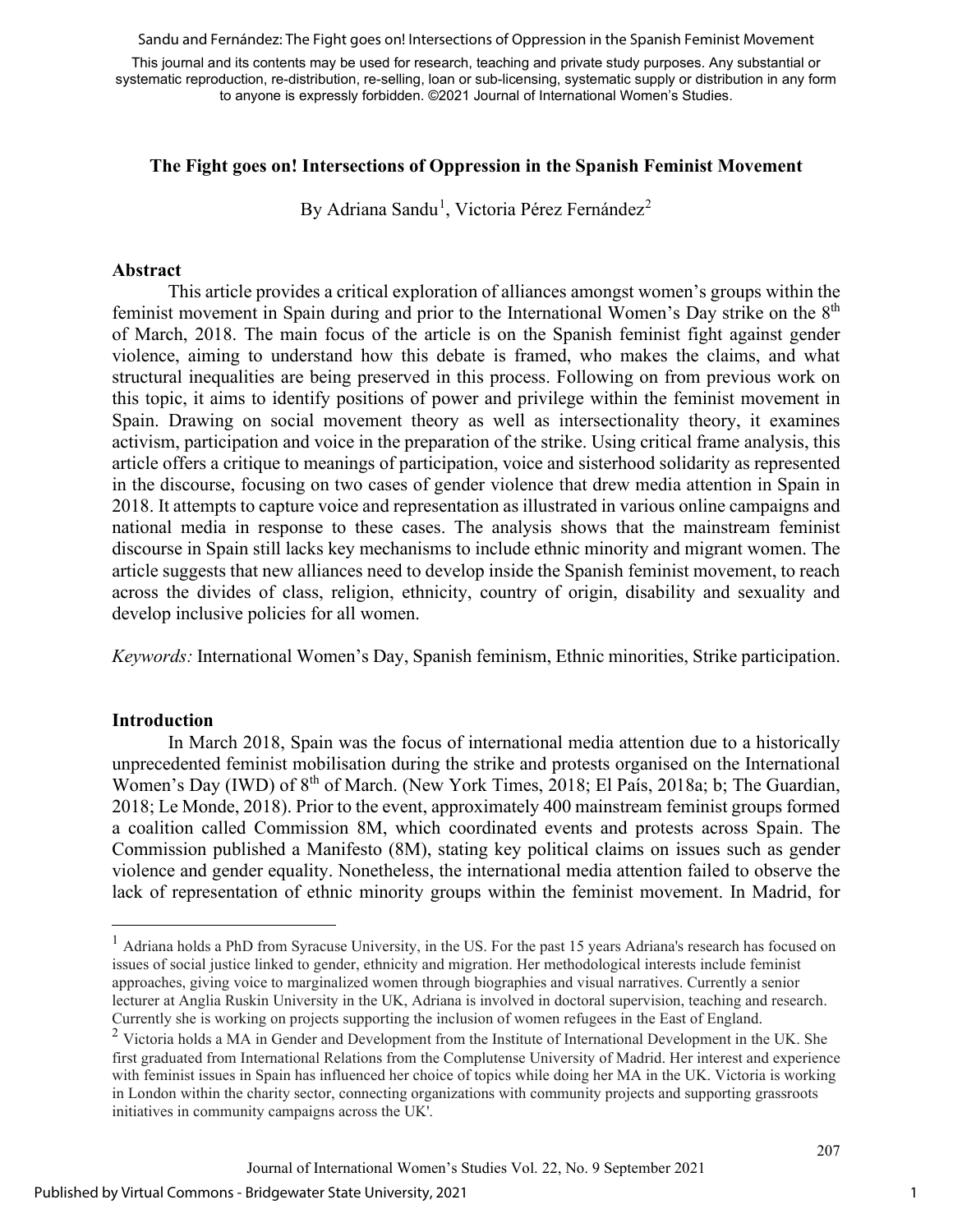# The Fight goes on! Intersections of Oppression in the Spanish Feminist Movement

By Adriana Sandu[1], Victoria Pérez Fernández[2]

## Abstract

This article provides a critical exploration of alliances amongst women's groups within the feminist movement in Spain during and prior to the International Women's Day strike on the 8th of March, 2018. The main focus of the article is on the Spanish feminist fight against gender violence, aiming to understand how this debate is framed, who makes the claims, and what structural inequalities are being preserved in this process. Following on from previous work on this topic, it aims to identify positions of power and privilege within the feminist movement in Spain. Drawing on social movement theory as well as intersectionality theory, it examines activism, participation and voice in the preparation of the strike. Using critical frame analysis, this article offers a critique to meanings of participation, voice and sisterhood solidarity as represented in the discourse, focusing on two cases of gender violence that drew media attention in Spain in 2018. It attempts to capture voice and representation as illustrated in various online campaigns and national media in response to these cases. The analysis shows that the mainstream feminist discourse in Spain still lacks key mechanisms to include ethnic minority and migrant women. The article suggests that new alliances need to develop inside the Spanish feminist movement, to reach across the divides of class, religion, ethnicity, country of origin, disability and sexuality and develop inclusive policies for all women.

*Keywords:* International Women's Day, Spanish feminism, Ethnic minorities, Strike participation.

## Introduction

In March 2018, Spain was the focus of international media attention due to a historically unprecedented feminist mobilisation during the strike and protests organised on the International Women's Day (IWD) of 8th of March. (New York Times, 2018; El País, 2018a; b; The Guardian, 2018; Le Monde, 2018). Prior to the event, approximately 400 mainstream feminist groups formed a coalition called Commission 8M, which coordinated events and protests across Spain. The Commission published a Manifesto (8M), stating key political claims on issues such as gender violence and gender equality. Nonetheless, the international media attention failed to observe the lack of representation of ethnic minority groups within the feminist movement. In Madrid, for

---

[1] Adriana holds a PhD from Syracuse University, in the US. For the past 15 years Adriana's research has focused on issues of social justice linked to gender, ethnicity and migration. Her methodological interests include feminist approaches, giving voice to marginalized women through biographies and visual narratives. Currently a senior lecturer at Anglia Ruskin University in the UK, Adriana is involved in doctoral supervision, teaching and research. Currently she is working on projects supporting the inclusion of women refugees in the East of England.

[2] Victoria holds a MA in Gender and Development from the Institute of International Development in the UK. She first graduated from International Relations from the Complutense University of Madrid. Her interest and experience with feminist issues in Spain has influenced her choice of topics while doing her MA in the UK. Victoria is working in London within the charity sector, connecting organizations with community projects and supporting grassroots initiatives in community campaigns across the UK'.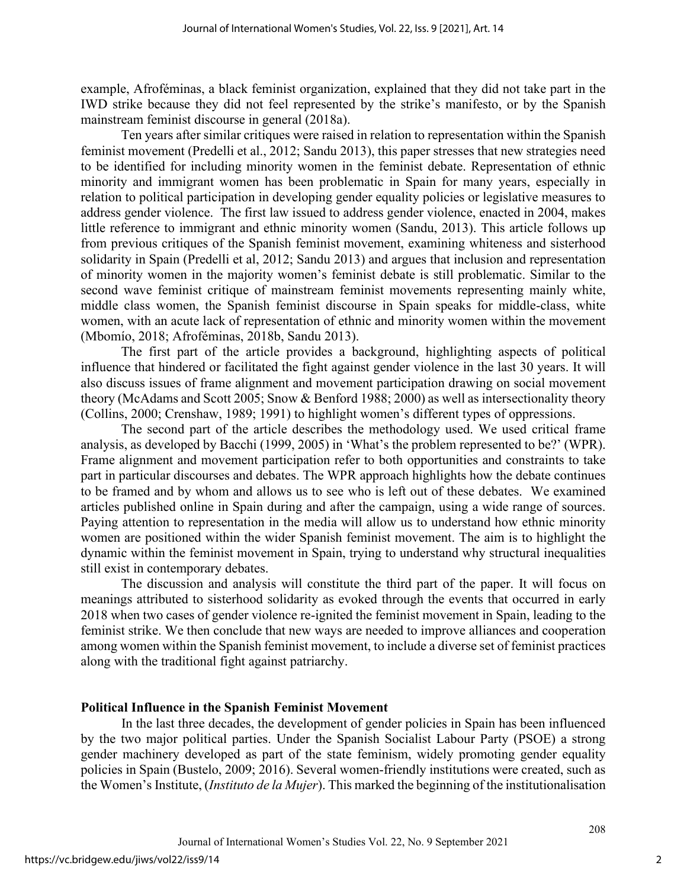example, Afroféminas, a black feminist organization, explained that they did not take part in the IWD strike because they did not feel represented by the strike's manifesto, or by the Spanish mainstream feminist discourse in general (2018a).

Ten years after similar critiques were raised in relation to representation within the Spanish feminist movement (Predelli et al., 2012; Sandu 2013), this paper stresses that new strategies need to be identified for including minority women in the feminist debate. Representation of ethnic minority and immigrant women has been problematic in Spain for many years, especially in relation to political participation in developing gender equality policies or legislative measures to address gender violence. The first law issued to address gender violence, enacted in 2004, makes little reference to immigrant and ethnic minority women (Sandu, 2013). This article follows up from previous critiques of the Spanish feminist movement, examining whiteness and sisterhood solidarity in Spain (Predelli et al, 2012; Sandu 2013) and argues that inclusion and representation of minority women in the majority women's feminist debate is still problematic. Similar to the second wave feminist critique of mainstream feminist movements representing mainly white, middle class women, the Spanish feminist discourse in Spain speaks for middle-class, white women, with an acute lack of representation of ethnic and minority women within the movement (Mbomío, 2018; Afroféminas, 2018b, Sandu 2013).

The first part of the article provides a background, highlighting aspects of political influence that hindered or facilitated the fight against gender violence in the last 30 years. It will also discuss issues of frame alignment and movement participation drawing on social movement theory (McAdams and Scott 2005; Snow & Benford 1988; 2000) as well as intersectionality theory (Collins, 2000; Crenshaw, 1989; 1991) to highlight women's different types of oppressions.

The second part of the article describes the methodology used. We used critical frame analysis, as developed by Bacchi (1999, 2005) in 'What's the problem represented to be?' (WPR). Frame alignment and movement participation refer to both opportunities and constraints to take part in particular discourses and debates. The WPR approach highlights how the debate continues to be framed and by whom and allows us to see who is left out of these debates. We examined articles published online in Spain during and after the campaign, using a wide range of sources. Paying attention to representation in the media will allow us to understand how ethnic minority women are positioned within the wider Spanish feminist movement. The aim is to highlight the dynamic within the feminist movement in Spain, trying to understand why structural inequalities still exist in contemporary debates.

The discussion and analysis will constitute the third part of the paper. It will focus on meanings attributed to sisterhood solidarity as evoked through the events that occurred in early 2018 when two cases of gender violence re-ignited the feminist movement in Spain, leading to the feminist strike. We then conclude that new ways are needed to improve alliances and cooperation among women within the Spanish feminist movement, to include a diverse set of feminist practices along with the traditional fight against patriarchy.

## Political Influence in the Spanish Feminist Movement

In the last three decades, the development of gender policies in Spain has been influenced by the two major political parties. Under the Spanish Socialist Labour Party (PSOE) a strong gender machinery developed as part of the state feminism, widely promoting gender equality policies in Spain (Bustelo, 2009; 2016). Several women-friendly institutions were created, such as the Women's Institute, (*Instituto de la Mujer*). This marked the beginning of the institutionalisation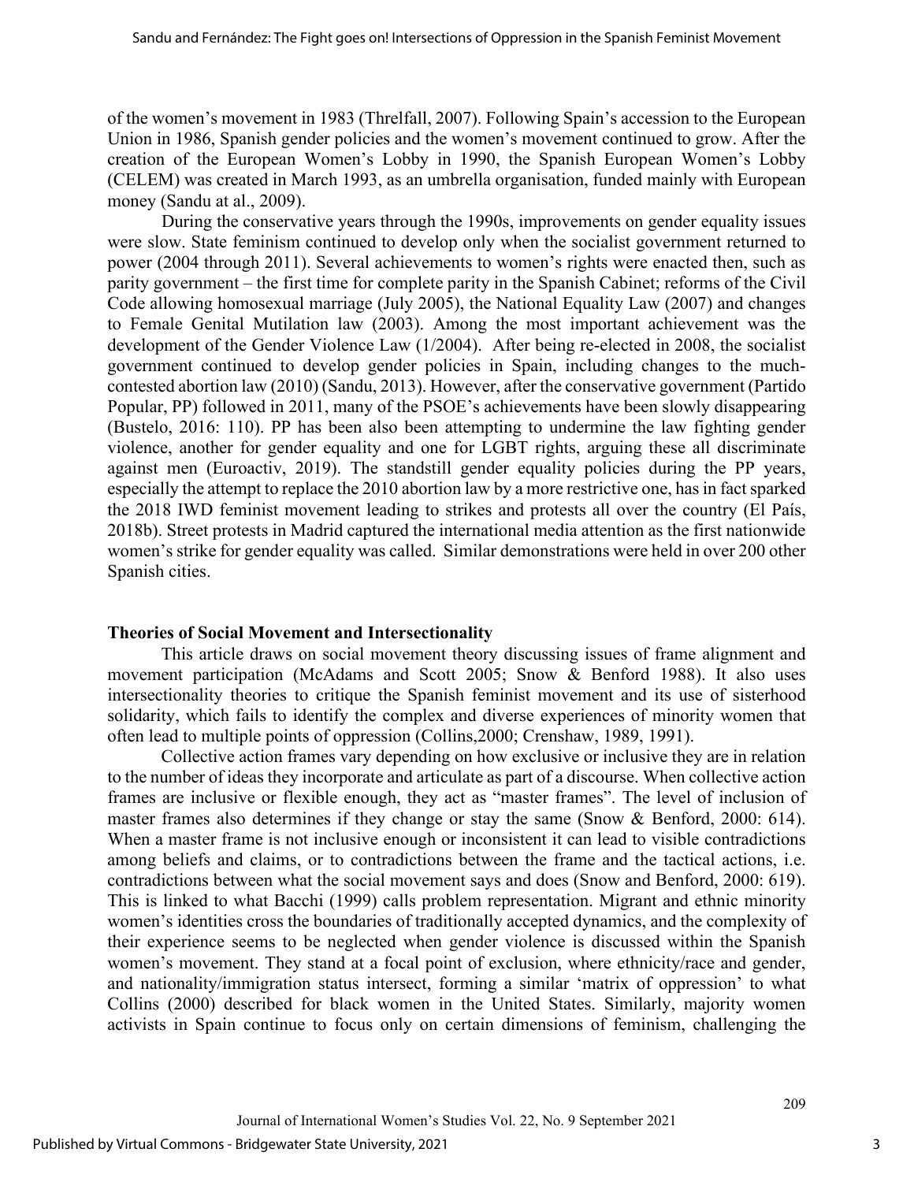of the women's movement in 1983 (Threlfall, 2007). Following Spain's accession to the European Union in 1986, Spanish gender policies and the women's movement continued to grow. After the creation of the European Women's Lobby in 1990, the Spanish European Women's Lobby (CELEM) was created in March 1993, as an umbrella organisation, funded mainly with European money (Sandu at al., 2009).

During the conservative years through the 1990s, improvements on gender equality issues were slow. State feminism continued to develop only when the socialist government returned to power (2004 through 2011). Several achievements to women's rights were enacted then, such as parity government – the first time for complete parity in the Spanish Cabinet; reforms of the Civil Code allowing homosexual marriage (July 2005), the National Equality Law (2007) and changes to Female Genital Mutilation law (2003). Among the most important achievement was the development of the Gender Violence Law (1/2004). After being re-elected in 2008, the socialist government continued to develop gender policies in Spain, including changes to the much-contested abortion law (2010) (Sandu, 2013). However, after the conservative government (Partido Popular, PP) followed in 2011, many of the PSOE's achievements have been slowly disappearing (Bustelo, 2016: 110). PP has been also been attempting to undermine the law fighting gender violence, another for gender equality and one for LGBT rights, arguing these all discriminate against men (Euroactiv, 2019). The standstill gender equality policies during the PP years, especially the attempt to replace the 2010 abortion law by a more restrictive one, has in fact sparked the 2018 IWD feminist movement leading to strikes and protests all over the country (El País, 2018b). Street protests in Madrid captured the international media attention as the first nationwide women's strike for gender equality was called. Similar demonstrations were held in over 200 other Spanish cities.

## Theories of Social Movement and Intersectionality

This article draws on social movement theory discussing issues of frame alignment and movement participation (McAdams and Scott 2005; Snow & Benford 1988). It also uses intersectionality theories to critique the Spanish feminist movement and its use of sisterhood solidarity, which fails to identify the complex and diverse experiences of minority women that often lead to multiple points of oppression (Collins,2000; Crenshaw, 1989, 1991).

Collective action frames vary depending on how exclusive or inclusive they are in relation to the number of ideas they incorporate and articulate as part of a discourse. When collective action frames are inclusive or flexible enough, they act as "master frames". The level of inclusion of master frames also determines if they change or stay the same (Snow & Benford, 2000: 614). When a master frame is not inclusive enough or inconsistent it can lead to visible contradictions among beliefs and claims, or to contradictions between the frame and the tactical actions, i.e. contradictions between what the social movement says and does (Snow and Benford, 2000: 619). This is linked to what Bacchi (1999) calls problem representation. Migrant and ethnic minority women's identities cross the boundaries of traditionally accepted dynamics, and the complexity of their experience seems to be neglected when gender violence is discussed within the Spanish women's movement. They stand at a focal point of exclusion, where ethnicity/race and gender, and nationality/immigration status intersect, forming a similar 'matrix of oppression' to what Collins (2000) described for black women in the United States. Similarly, majority women activists in Spain continue to focus only on certain dimensions of feminism, challenging the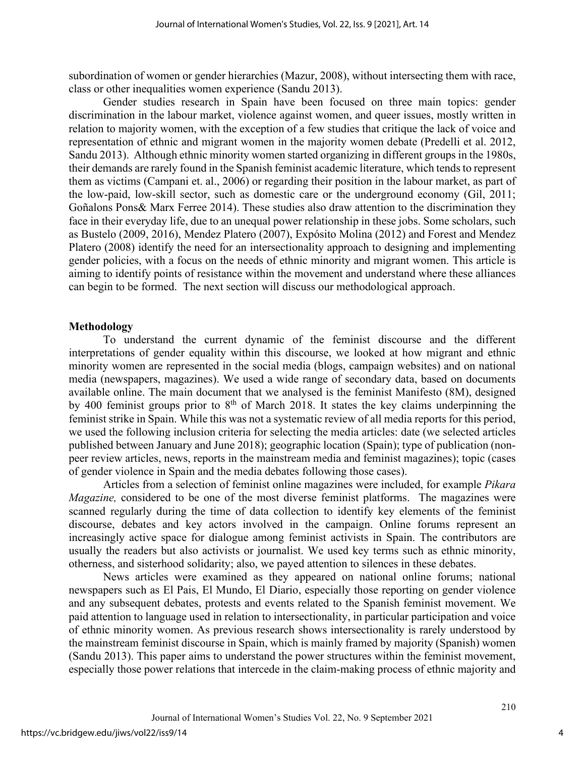subordination of women or gender hierarchies (Mazur, 2008), without intersecting them with race, class or other inequalities women experience (Sandu 2013).

Gender studies research in Spain have been focused on three main topics: gender discrimination in the labour market, violence against women, and queer issues, mostly written in relation to majority women, with the exception of a few studies that critique the lack of voice and representation of ethnic and migrant women in the majority women debate (Predelli et al. 2012, Sandu 2013). Although ethnic minority women started organizing in different groups in the 1980s, their demands are rarely found in the Spanish feminist academic literature, which tends to represent them as victims (Campani et. al., 2006) or regarding their position in the labour market, as part of the low-paid, low-skill sector, such as domestic care or the underground economy (Gil, 2011; Goñalons Pons& Marx Ferree 2014). These studies also draw attention to the discrimination they face in their everyday life, due to an unequal power relationship in these jobs. Some scholars, such as Bustelo (2009, 2016), Mendez Platero (2007), Expósito Molina (2012) and Forest and Mendez Platero (2008) identify the need for an intersectionality approach to designing and implementing gender policies, with a focus on the needs of ethnic minority and migrant women. This article is aiming to identify points of resistance within the movement and understand where these alliances can begin to be formed. The next section will discuss our methodological approach.

## Methodology

To understand the current dynamic of the feminist discourse and the different interpretations of gender equality within this discourse, we looked at how migrant and ethnic minority women are represented in the social media (blogs, campaign websites) and on national media (newspapers, magazines). We used a wide range of secondary data, based on documents available online. The main document that we analysed is the feminist Manifesto (8M), designed by 400 feminist groups prior to 8th of March 2018. It states the key claims underpinning the feminist strike in Spain. While this was not a systematic review of all media reports for this period, we used the following inclusion criteria for selecting the media articles: date (we selected articles published between January and June 2018); geographic location (Spain); type of publication (non-peer review articles, news, reports in the mainstream media and feminist magazines); topic (cases of gender violence in Spain and the media debates following those cases).

Articles from a selection of feminist online magazines were included, for example *Pikara Magazine,* considered to be one of the most diverse feminist platforms. The magazines were scanned regularly during the time of data collection to identify key elements of the feminist discourse, debates and key actors involved in the campaign. Online forums represent an increasingly active space for dialogue among feminist activists in Spain. The contributors are usually the readers but also activists or journalist. We used key terms such as ethnic minority, otherness, and sisterhood solidarity; also, we payed attention to silences in these debates.

News articles were examined as they appeared on national online forums; national newspapers such as El Pais, El Mundo, El Diario, especially those reporting on gender violence and any subsequent debates, protests and events related to the Spanish feminist movement. We paid attention to language used in relation to intersectionality, in particular participation and voice of ethnic minority women. As previous research shows intersectionality is rarely understood by the mainstream feminist discourse in Spain, which is mainly framed by majority (Spanish) women (Sandu 2013). This paper aims to understand the power structures within the feminist movement, especially those power relations that intercede in the claim-making process of ethnic majority and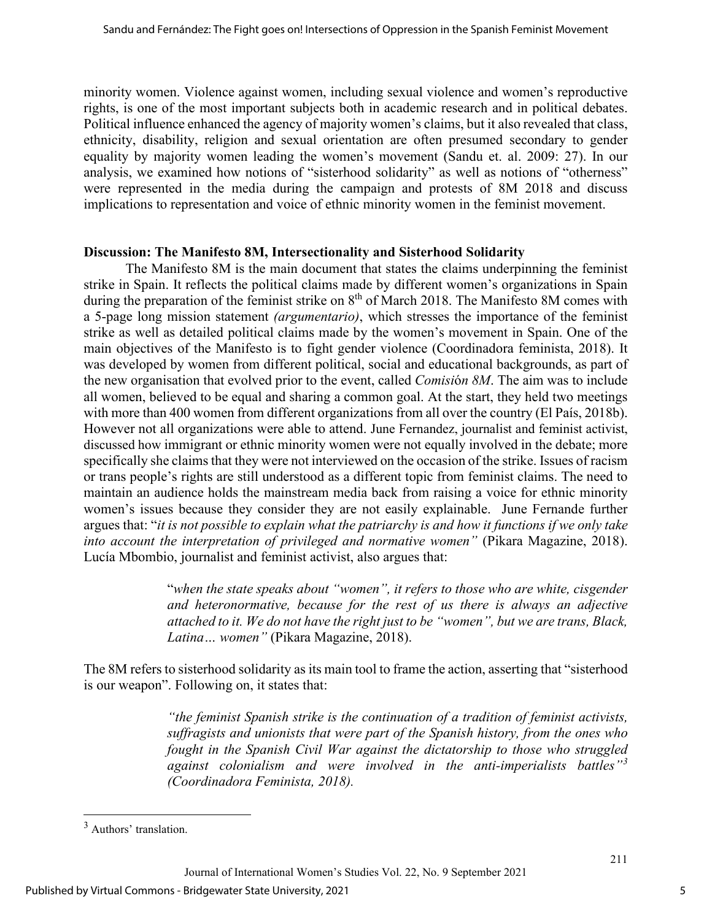minority women. Violence against women, including sexual violence and women's reproductive rights, is one of the most important subjects both in academic research and in political debates. Political influence enhanced the agency of majority women's claims, but it also revealed that class, ethnicity, disability, religion and sexual orientation are often presumed secondary to gender equality by majority women leading the women's movement (Sandu et. al. 2009: 27). In our analysis, we examined how notions of "sisterhood solidarity" as well as notions of "otherness" were represented in the media during the campaign and protests of 8M 2018 and discuss implications to representation and voice of ethnic minority women in the feminist movement.

**Discussion: The Manifesto 8M, Intersectionality and Sisterhood Solidarity**

The Manifesto 8M is the main document that states the claims underpinning the feminist strike in Spain. It reflects the political claims made by different women's organizations in Spain during the preparation of the feminist strike on 8th of March 2018. The Manifesto 8M comes with a 5-page long mission statement *(argumentario)*, which stresses the importance of the feminist strike as well as detailed political claims made by the women's movement in Spain. One of the main objectives of the Manifesto is to fight gender violence (Coordinadora feminista, 2018). It was developed by women from different political, social and educational backgrounds, as part of the new organisation that evolved prior to the event, called *Comisión 8M*. The aim was to include all women, believed to be equal and sharing a common goal. At the start, they held two meetings with more than 400 women from different organizations from all over the country (El País, 2018b). However not all organizations were able to attend. June Fernandez, journalist and feminist activist, discussed how immigrant or ethnic minority women were not equally involved in the debate; more specifically she claims that they were not interviewed on the occasion of the strike. Issues of racism or trans people's rights are still understood as a different topic from feminist claims. The need to maintain an audience holds the mainstream media back from raising a voice for ethnic minority women's issues because they consider they are not easily explainable. June Fernande further argues that: "*it is not possible to explain what the patriarchy is and how it functions if we only take into account the interpretation of privileged and normative women"* (Pikara Magazine, 2018). Lucía Mbombio, journalist and feminist activist, also argues that:

> "*when the state speaks about "women", it refers to those who are white, cisgender and heteronormative, because for the rest of us there is always an adjective attached to it. We do not have the right just to be "women", but we are trans, Black, Latina… women"* (Pikara Magazine, 2018).

The 8M refers to sisterhood solidarity as its main tool to frame the action, asserting that "sisterhood is our weapon". Following on, it states that:

> *"the feminist Spanish strike is the continuation of a tradition of feminist activists, suffragists and unionists that were part of the Spanish history, from the ones who fought in the Spanish Civil War against the dictatorship to those who struggled against colonialism and were involved in the anti-imperialists battles"*[3] *(Coordinadora Feminista, 2018).*

---

[3] Authors' translation.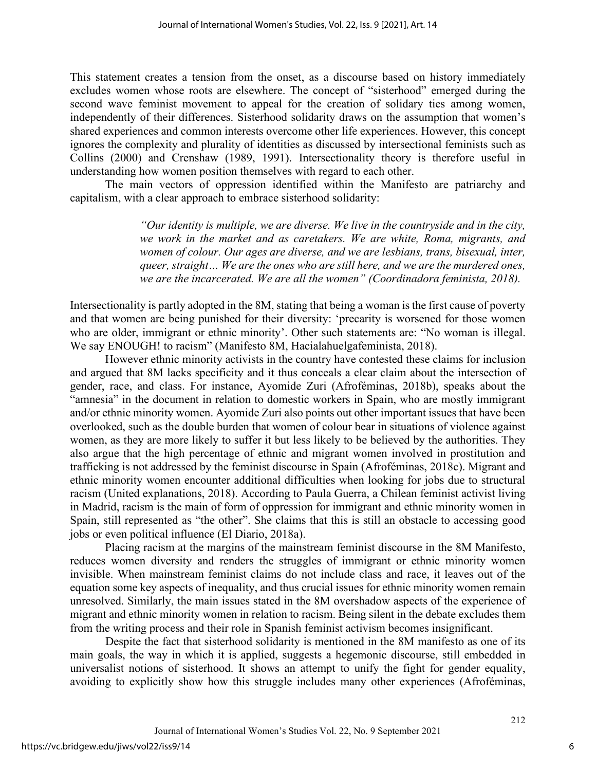This statement creates a tension from the onset, as a discourse based on history immediately excludes women whose roots are elsewhere. The concept of "sisterhood" emerged during the second wave feminist movement to appeal for the creation of solidary ties among women, independently of their differences. Sisterhood solidarity draws on the assumption that women's shared experiences and common interests overcome other life experiences. However, this concept ignores the complexity and plurality of identities as discussed by intersectional feminists such as Collins (2000) and Crenshaw (1989, 1991). Intersectionality theory is therefore useful in understanding how women position themselves with regard to each other.

The main vectors of oppression identified within the Manifesto are patriarchy and capitalism, with a clear approach to embrace sisterhood solidarity:

> *"Our identity is multiple, we are diverse. We live in the countryside and in the city, we work in the market and as caretakers. We are white, Roma, migrants, and women of colour. Our ages are diverse, and we are lesbians, trans, bisexual, inter, queer, straight… We are the ones who are still here, and we are the murdered ones, we are the incarcerated. We are all the women" (Coordinadora feminista, 2018).*

Intersectionality is partly adopted in the 8M, stating that being a woman is the first cause of poverty and that women are being punished for their diversity: 'precarity is worsened for those women who are older, immigrant or ethnic minority'. Other such statements are: "No woman is illegal. We say ENOUGH! to racism" (Manifesto 8M, Hacialahuelgafeminista, 2018).

However ethnic minority activists in the country have contested these claims for inclusion and argued that 8M lacks specificity and it thus conceals a clear claim about the intersection of gender, race, and class. For instance, Ayomide Zuri (Afroféminas, 2018b), speaks about the "amnesia" in the document in relation to domestic workers in Spain, who are mostly immigrant and/or ethnic minority women. Ayomide Zuri also points out other important issues that have been overlooked, such as the double burden that women of colour bear in situations of violence against women, as they are more likely to suffer it but less likely to be believed by the authorities. They also argue that the high percentage of ethnic and migrant women involved in prostitution and trafficking is not addressed by the feminist discourse in Spain (Afroféminas, 2018c). Migrant and ethnic minority women encounter additional difficulties when looking for jobs due to structural racism (United explanations, 2018). According to Paula Guerra, a Chilean feminist activist living in Madrid, racism is the main of form of oppression for immigrant and ethnic minority women in Spain, still represented as "the other". She claims that this is still an obstacle to accessing good jobs or even political influence (El Diario, 2018a).

Placing racism at the margins of the mainstream feminist discourse in the 8M Manifesto, reduces women diversity and renders the struggles of immigrant or ethnic minority women invisible. When mainstream feminist claims do not include class and race, it leaves out of the equation some key aspects of inequality, and thus crucial issues for ethnic minority women remain unresolved. Similarly, the main issues stated in the 8M overshadow aspects of the experience of migrant and ethnic minority women in relation to racism. Being silent in the debate excludes them from the writing process and their role in Spanish feminist activism becomes insignificant.

Despite the fact that sisterhood solidarity is mentioned in the 8M manifesto as one of its main goals, the way in which it is applied, suggests a hegemonic discourse, still embedded in universalist notions of sisterhood. It shows an attempt to unify the fight for gender equality, avoiding to explicitly show how this struggle includes many other experiences (Afroféminas,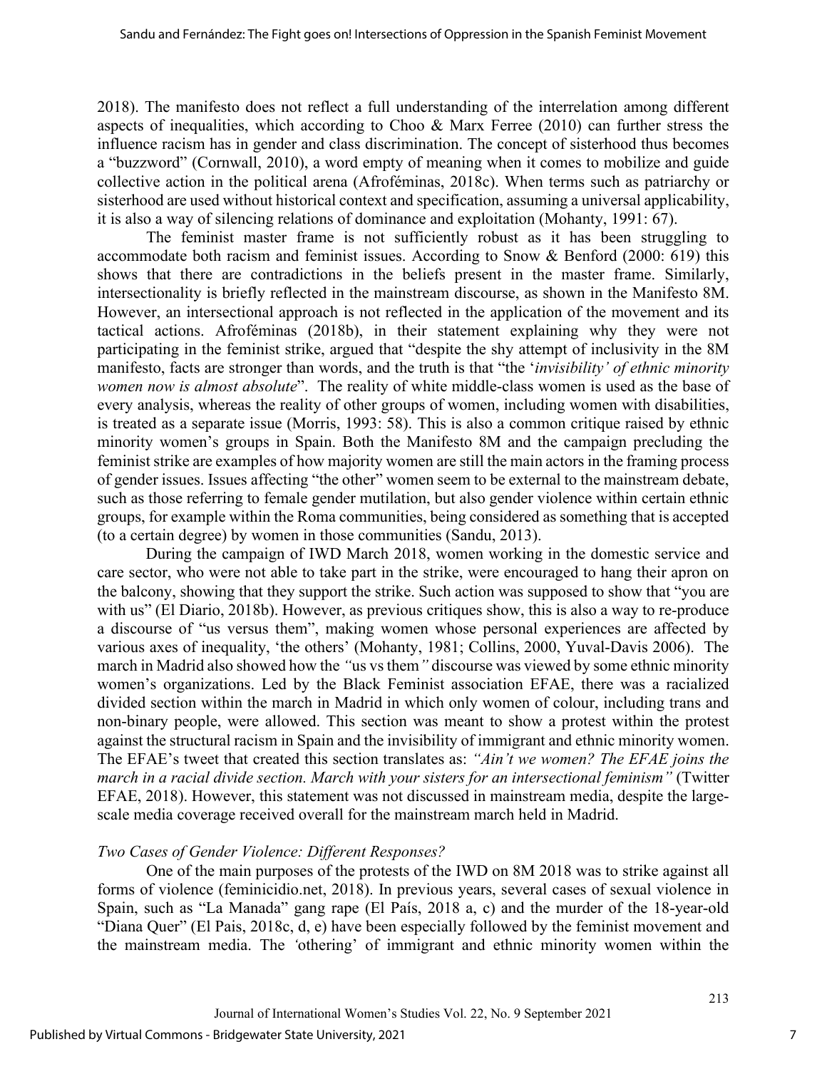2018). The manifesto does not reflect a full understanding of the interrelation among different aspects of inequalities, which according to Choo & Marx Ferree (2010) can further stress the influence racism has in gender and class discrimination. The concept of sisterhood thus becomes a "buzzword" (Cornwall, 2010), a word empty of meaning when it comes to mobilize and guide collective action in the political arena (Afroféminas, 2018c). When terms such as patriarchy or sisterhood are used without historical context and specification, assuming a universal applicability, it is also a way of silencing relations of dominance and exploitation (Mohanty, 1991: 67).

The feminist master frame is not sufficiently robust as it has been struggling to accommodate both racism and feminist issues. According to Snow & Benford (2000: 619) this shows that there are contradictions in the beliefs present in the master frame. Similarly, intersectionality is briefly reflected in the mainstream discourse, as shown in the Manifesto 8M. However, an intersectional approach is not reflected in the application of the movement and its tactical actions. Afroféminas (2018b), in their statement explaining why they were not participating in the feminist strike, argued that "despite the shy attempt of inclusivity in the 8M manifesto, facts are stronger than words, and the truth is that "the '*invisibility' of ethnic minority women now is almost absolute*". The reality of white middle-class women is used as the base of every analysis, whereas the reality of other groups of women, including women with disabilities, is treated as a separate issue (Morris, 1993: 58). This is also a common critique raised by ethnic minority women's groups in Spain. Both the Manifesto 8M and the campaign precluding the feminist strike are examples of how majority women are still the main actors in the framing process of gender issues. Issues affecting "the other" women seem to be external to the mainstream debate, such as those referring to female gender mutilation, but also gender violence within certain ethnic groups, for example within the Roma communities, being considered as something that is accepted (to a certain degree) by women in those communities (Sandu, 2013).

During the campaign of IWD March 2018, women working in the domestic service and care sector, who were not able to take part in the strike, were encouraged to hang their apron on the balcony, showing that they support the strike. Such action was supposed to show that "you are with us" (El Diario, 2018b). However, as previous critiques show, this is also a way to re-produce a discourse of "us versus them", making women whose personal experiences are affected by various axes of inequality, 'the others' (Mohanty, 1981; Collins, 2000, Yuval-Davis 2006). The march in Madrid also showed how the *"*us vs them*"* discourse was viewed by some ethnic minority women's organizations. Led by the Black Feminist association EFAE, there was a racialized divided section within the march in Madrid in which only women of colour, including trans and non-binary people, were allowed. This section was meant to show a protest within the protest against the structural racism in Spain and the invisibility of immigrant and ethnic minority women. The EFAE's tweet that created this section translates as: *"Ain't we women? The EFAE joins the march in a racial divide section. March with your sisters for an intersectional feminism"* (Twitter EFAE, 2018). However, this statement was not discussed in mainstream media, despite the large-scale media coverage received overall for the mainstream march held in Madrid.

### *Two Cases of Gender Violence: Different Responses?*

One of the main purposes of the protests of the IWD on 8M 2018 was to strike against all forms of violence (feminicidio.net, 2018). In previous years, several cases of sexual violence in Spain, such as "La Manada" gang rape (El País, 2018 a, c) and the murder of the 18-year-old "Diana Quer" (El Pais, 2018c, d, e) have been especially followed by the feminist movement and the mainstream media. The *'*othering' of immigrant and ethnic minority women within the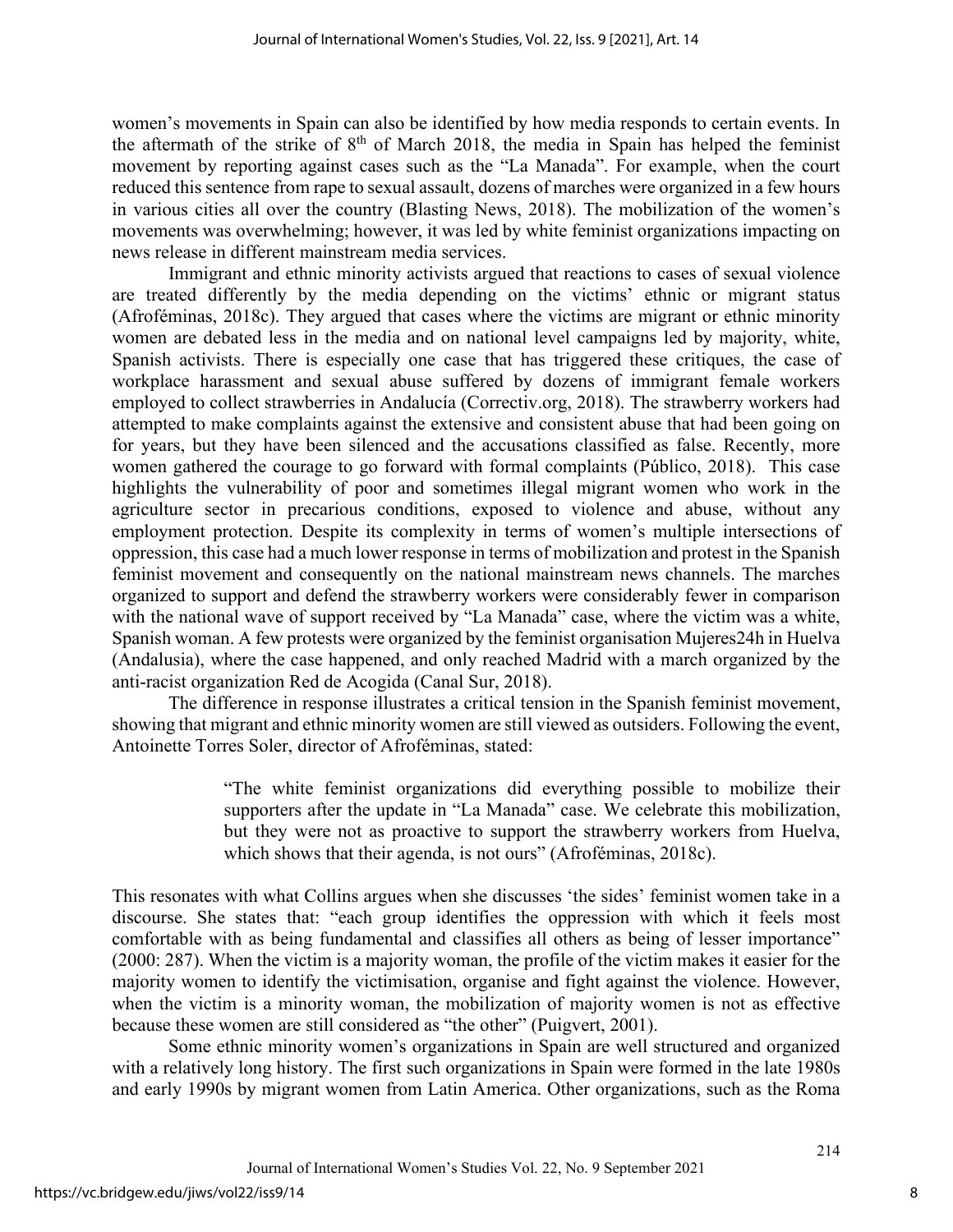women's movements in Spain can also be identified by how media responds to certain events. In the aftermath of the strike of 8th of March 2018, the media in Spain has helped the feminist movement by reporting against cases such as the "La Manada". For example, when the court reduced this sentence from rape to sexual assault, dozens of marches were organized in a few hours in various cities all over the country (Blasting News, 2018). The mobilization of the women's movements was overwhelming; however, it was led by white feminist organizations impacting on news release in different mainstream media services.

Immigrant and ethnic minority activists argued that reactions to cases of sexual violence are treated differently by the media depending on the victims' ethnic or migrant status (Afroféminas, 2018c). They argued that cases where the victims are migrant or ethnic minority women are debated less in the media and on national level campaigns led by majority, white, Spanish activists. There is especially one case that has triggered these critiques, the case of workplace harassment and sexual abuse suffered by dozens of immigrant female workers employed to collect strawberries in Andalucía (Correctiv.org, 2018). The strawberry workers had attempted to make complaints against the extensive and consistent abuse that had been going on for years, but they have been silenced and the accusations classified as false. Recently, more women gathered the courage to go forward with formal complaints (Público, 2018). This case highlights the vulnerability of poor and sometimes illegal migrant women who work in the agriculture sector in precarious conditions, exposed to violence and abuse, without any employment protection. Despite its complexity in terms of women's multiple intersections of oppression, this case had a much lower response in terms of mobilization and protest in the Spanish feminist movement and consequently on the national mainstream news channels. The marches organized to support and defend the strawberry workers were considerably fewer in comparison with the national wave of support received by "La Manada" case, where the victim was a white, Spanish woman. A few protests were organized by the feminist organisation Mujeres24h in Huelva (Andalusia), where the case happened, and only reached Madrid with a march organized by the anti-racist organization Red de Acogida (Canal Sur, 2018).

The difference in response illustrates a critical tension in the Spanish feminist movement, showing that migrant and ethnic minority women are still viewed as outsiders. Following the event, Antoinette Torres Soler, director of Afroféminas, stated:

> "The white feminist organizations did everything possible to mobilize their supporters after the update in "La Manada" case. We celebrate this mobilization, but they were not as proactive to support the strawberry workers from Huelva, which shows that their agenda, is not ours" (Afroféminas, 2018c).

This resonates with what Collins argues when she discusses 'the sides' feminist women take in a discourse. She states that: "each group identifies the oppression with which it feels most comfortable with as being fundamental and classifies all others as being of lesser importance" (2000: 287). When the victim is a majority woman, the profile of the victim makes it easier for the majority women to identify the victimisation, organise and fight against the violence. However, when the victim is a minority woman, the mobilization of majority women is not as effective because these women are still considered as "the other" (Puigvert, 2001).

Some ethnic minority women's organizations in Spain are well structured and organized with a relatively long history. The first such organizations in Spain were formed in the late 1980s and early 1990s by migrant women from Latin America. Other organizations, such as the Roma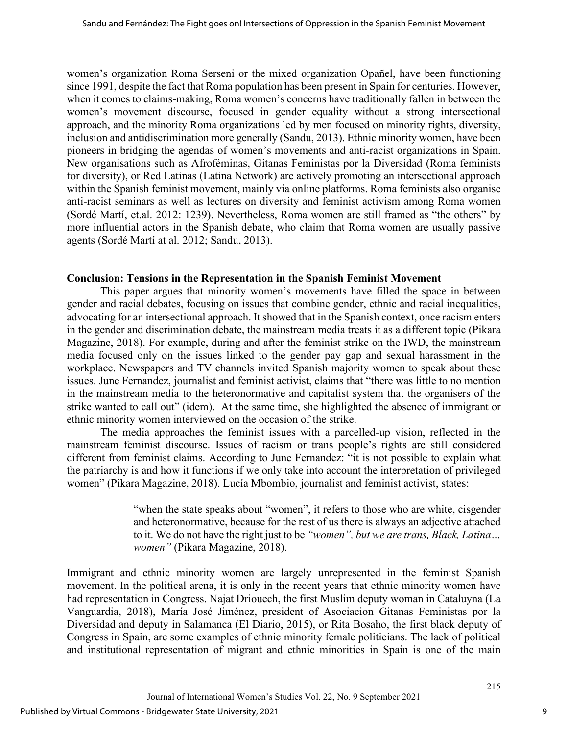women's organization Roma Serseni or the mixed organization Opañel, have been functioning since 1991, despite the fact that Roma population has been present in Spain for centuries. However, when it comes to claims-making, Roma women's concerns have traditionally fallen in between the women's movement discourse, focused in gender equality without a strong intersectional approach, and the minority Roma organizations led by men focused on minority rights, diversity, inclusion and antidiscrimination more generally (Sandu, 2013). Ethnic minority women, have been pioneers in bridging the agendas of women's movements and anti-racist organizations in Spain. New organisations such as Afroféminas, Gitanas Feministas por la Diversidad (Roma feminists for diversity), or Red Latinas (Latina Network) are actively promoting an intersectional approach within the Spanish feminist movement, mainly via online platforms. Roma feminists also organise anti-racist seminars as well as lectures on diversity and feminist activism among Roma women (Sordé Martí, et.al. 2012: 1239). Nevertheless, Roma women are still framed as "the others" by more influential actors in the Spanish debate, who claim that Roma women are usually passive agents (Sordé Martí at al. 2012; Sandu, 2013).

**Conclusion: Tensions in the Representation in the Spanish Feminist Movement**

This paper argues that minority women's movements have filled the space in between gender and racial debates, focusing on issues that combine gender, ethnic and racial inequalities, advocating for an intersectional approach. It showed that in the Spanish context, once racism enters in the gender and discrimination debate, the mainstream media treats it as a different topic (Pikara Magazine, 2018). For example, during and after the feminist strike on the IWD, the mainstream media focused only on the issues linked to the gender pay gap and sexual harassment in the workplace. Newspapers and TV channels invited Spanish majority women to speak about these issues. June Fernandez, journalist and feminist activist, claims that "there was little to no mention in the mainstream media to the heteronormative and capitalist system that the organisers of the strike wanted to call out" (idem). At the same time, she highlighted the absence of immigrant or ethnic minority women interviewed on the occasion of the strike.

The media approaches the feminist issues with a parcelled-up vision, reflected in the mainstream feminist discourse. Issues of racism or trans people's rights are still considered different from feminist claims. According to June Fernandez: "it is not possible to explain what the patriarchy is and how it functions if we only take into account the interpretation of privileged women" (Pikara Magazine, 2018). Lucía Mbombio, journalist and feminist activist, states:

> "when the state speaks about "women", it refers to those who are white, cisgender and heteronormative, because for the rest of us there is always an adjective attached to it. We do not have the right just to be *"women", but we are trans, Black, Latina… women"* (Pikara Magazine, 2018).

Immigrant and ethnic minority women are largely unrepresented in the feminist Spanish movement. In the political arena, it is only in the recent years that ethnic minority women have had representation in Congress. Najat Driouech, the first Muslim deputy woman in Cataluyna (La Vanguardia, 2018), María José Jiménez, president of Asociacion Gitanas Feministas por la Diversidad and deputy in Salamanca (El Diario, 2015), or Rita Bosaho, the first black deputy of Congress in Spain, are some examples of ethnic minority female politicians. The lack of political and institutional representation of migrant and ethnic minorities in Spain is one of the main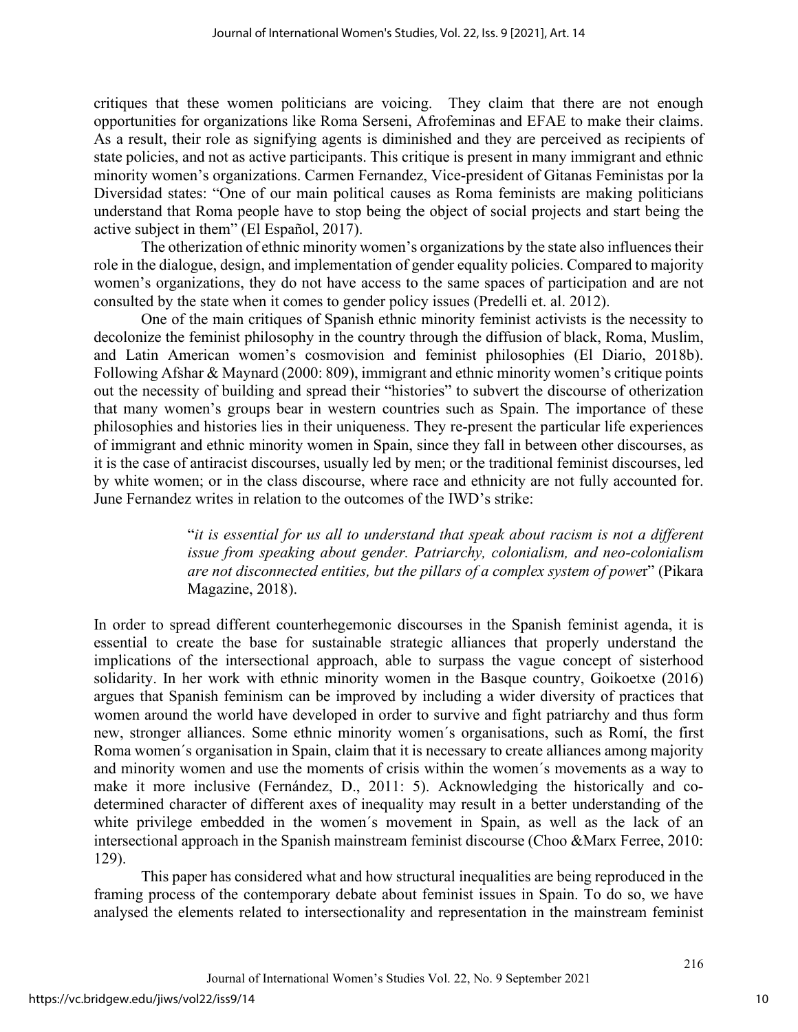critiques that these women politicians are voicing. They claim that there are not enough opportunities for organizations like Roma Serseni, Afrofeminas and EFAE to make their claims. As a result, their role as signifying agents is diminished and they are perceived as recipients of state policies, and not as active participants. This critique is present in many immigrant and ethnic minority women's organizations. Carmen Fernandez, Vice-president of Gitanas Feministas por la Diversidad states: "One of our main political causes as Roma feminists are making politicians understand that Roma people have to stop being the object of social projects and start being the active subject in them" (El Español, 2017).

The otherization of ethnic minority women's organizations by the state also influences their role in the dialogue, design, and implementation of gender equality policies. Compared to majority women's organizations, they do not have access to the same spaces of participation and are not consulted by the state when it comes to gender policy issues (Predelli et. al. 2012).

One of the main critiques of Spanish ethnic minority feminist activists is the necessity to decolonize the feminist philosophy in the country through the diffusion of black, Roma, Muslim, and Latin American women's cosmovision and feminist philosophies (El Diario, 2018b). Following Afshar & Maynard (2000: 809), immigrant and ethnic minority women's critique points out the necessity of building and spread their "histories" to subvert the discourse of otherization that many women's groups bear in western countries such as Spain. The importance of these philosophies and histories lies in their uniqueness. They re-present the particular life experiences of immigrant and ethnic minority women in Spain, since they fall in between other discourses, as it is the case of antiracist discourses, usually led by men; or the traditional feminist discourses, led by white women; or in the class discourse, where race and ethnicity are not fully accounted for. June Fernandez writes in relation to the outcomes of the IWD's strike:

> "*it is essential for us all to understand that speak about racism is not a different issue from speaking about gender. Patriarchy, colonialism, and neo-colonialism are not disconnected entities, but the pillars of a complex system of powe*r" (Pikara Magazine, 2018).

In order to spread different counterhegemonic discourses in the Spanish feminist agenda, it is essential to create the base for sustainable strategic alliances that properly understand the implications of the intersectional approach, able to surpass the vague concept of sisterhood solidarity. In her work with ethnic minority women in the Basque country, Goikoetxe (2016) argues that Spanish feminism can be improved by including a wider diversity of practices that women around the world have developed in order to survive and fight patriarchy and thus form new, stronger alliances. Some ethnic minority women´s organisations, such as Romí, the first Roma women´s organisation in Spain, claim that it is necessary to create alliances among majority and minority women and use the moments of crisis within the women´s movements as a way to make it more inclusive (Fernández, D., 2011: 5). Acknowledging the historically and co-determined character of different axes of inequality may result in a better understanding of the white privilege embedded in the women´s movement in Spain, as well as the lack of an intersectional approach in the Spanish mainstream feminist discourse (Choo &Marx Ferree, 2010: 129).

This paper has considered what and how structural inequalities are being reproduced in the framing process of the contemporary debate about feminist issues in Spain. To do so, we have analysed the elements related to intersectionality and representation in the mainstream feminist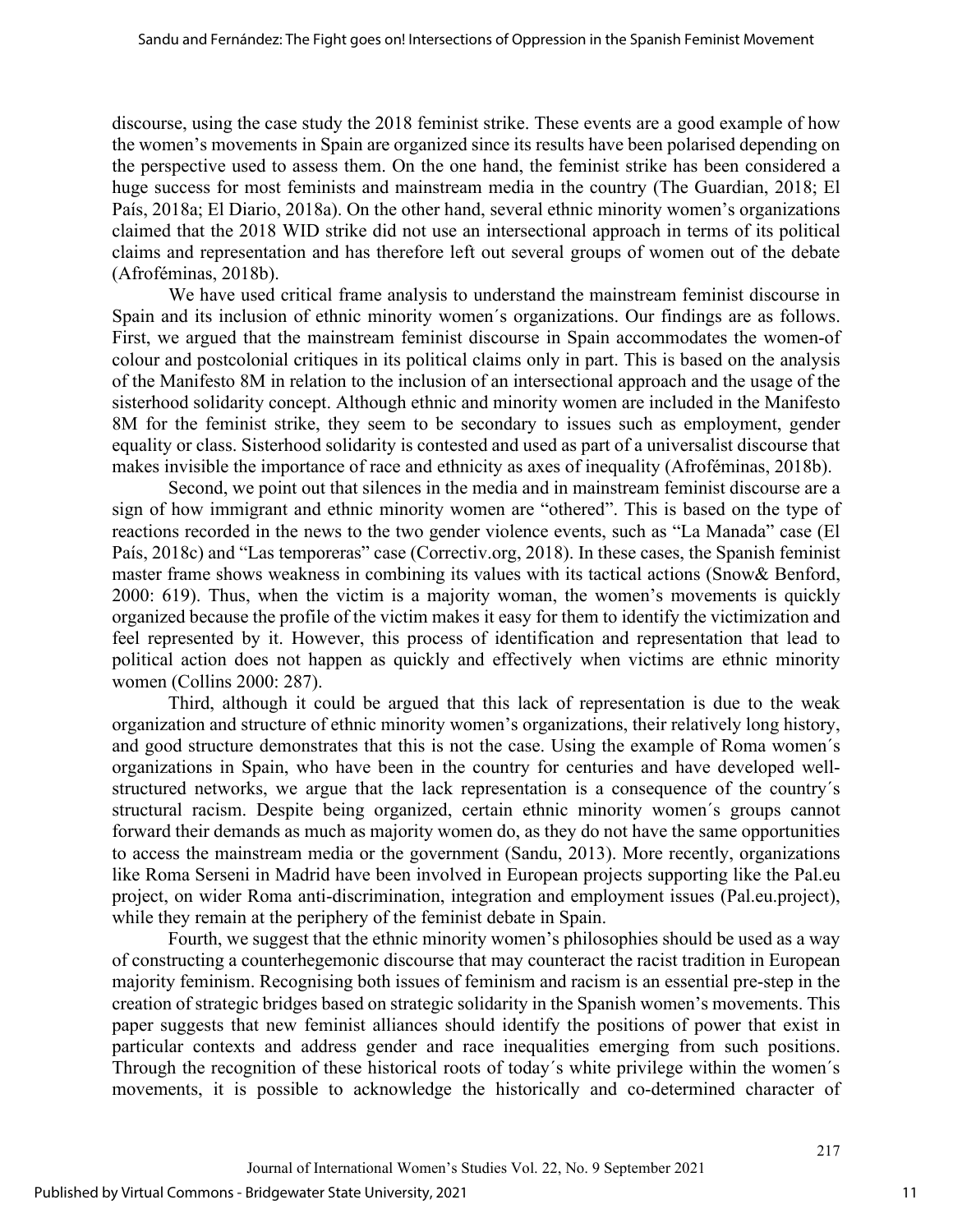discourse, using the case study the 2018 feminist strike. These events are a good example of how the women's movements in Spain are organized since its results have been polarised depending on the perspective used to assess them. On the one hand, the feminist strike has been considered a huge success for most feminists and mainstream media in the country (The Guardian, 2018; El País, 2018a; El Diario, 2018a). On the other hand, several ethnic minority women's organizations claimed that the 2018 WID strike did not use an intersectional approach in terms of its political claims and representation and has therefore left out several groups of women out of the debate (Afroféminas, 2018b).

We have used critical frame analysis to understand the mainstream feminist discourse in Spain and its inclusion of ethnic minority women´s organizations. Our findings are as follows. First, we argued that the mainstream feminist discourse in Spain accommodates the women-of colour and postcolonial critiques in its political claims only in part. This is based on the analysis of the Manifesto 8M in relation to the inclusion of an intersectional approach and the usage of the sisterhood solidarity concept. Although ethnic and minority women are included in the Manifesto 8M for the feminist strike, they seem to be secondary to issues such as employment, gender equality or class. Sisterhood solidarity is contested and used as part of a universalist discourse that makes invisible the importance of race and ethnicity as axes of inequality (Afroféminas, 2018b).

Second, we point out that silences in the media and in mainstream feminist discourse are a sign of how immigrant and ethnic minority women are "othered". This is based on the type of reactions recorded in the news to the two gender violence events, such as "La Manada" case (El País, 2018c) and "Las temporeras" case (Correctiv.org, 2018). In these cases, the Spanish feminist master frame shows weakness in combining its values with its tactical actions (Snow& Benford, 2000: 619). Thus, when the victim is a majority woman, the women's movements is quickly organized because the profile of the victim makes it easy for them to identify the victimization and feel represented by it. However, this process of identification and representation that lead to political action does not happen as quickly and effectively when victims are ethnic minority women (Collins 2000: 287).

Third, although it could be argued that this lack of representation is due to the weak organization and structure of ethnic minority women's organizations, their relatively long history, and good structure demonstrates that this is not the case. Using the example of Roma women´s organizations in Spain, who have been in the country for centuries and have developed well-structured networks, we argue that the lack representation is a consequence of the country´s structural racism. Despite being organized, certain ethnic minority women´s groups cannot forward their demands as much as majority women do, as they do not have the same opportunities to access the mainstream media or the government (Sandu, 2013). More recently, organizations like Roma Serseni in Madrid have been involved in European projects supporting like the Pal.eu project, on wider Roma anti-discrimination, integration and employment issues (Pal.eu.project), while they remain at the periphery of the feminist debate in Spain.

Fourth, we suggest that the ethnic minority women's philosophies should be used as a way of constructing a counterhegemonic discourse that may counteract the racist tradition in European majority feminism. Recognising both issues of feminism and racism is an essential pre-step in the creation of strategic bridges based on strategic solidarity in the Spanish women's movements. This paper suggests that new feminist alliances should identify the positions of power that exist in particular contexts and address gender and race inequalities emerging from such positions. Through the recognition of these historical roots of today´s white privilege within the women´s movements, it is possible to acknowledge the historically and co-determined character of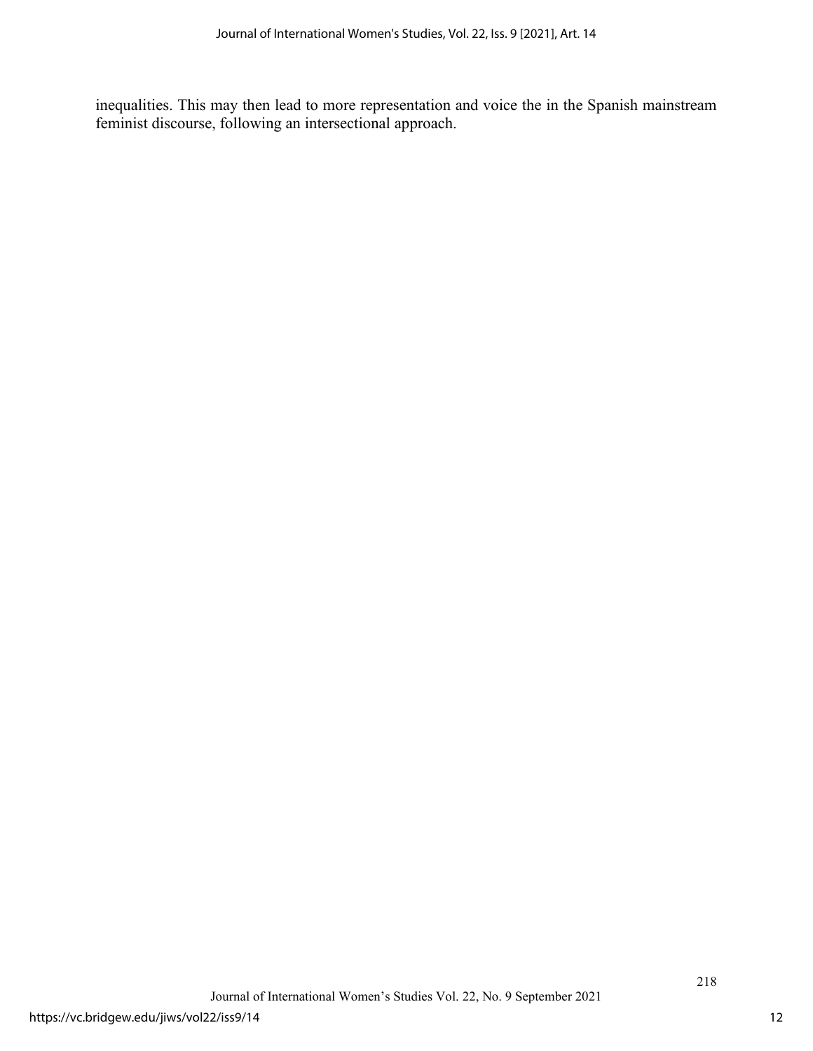inequalities. This may then lead to more representation and voice the in the Spanish mainstream feminist discourse, following an intersectional approach.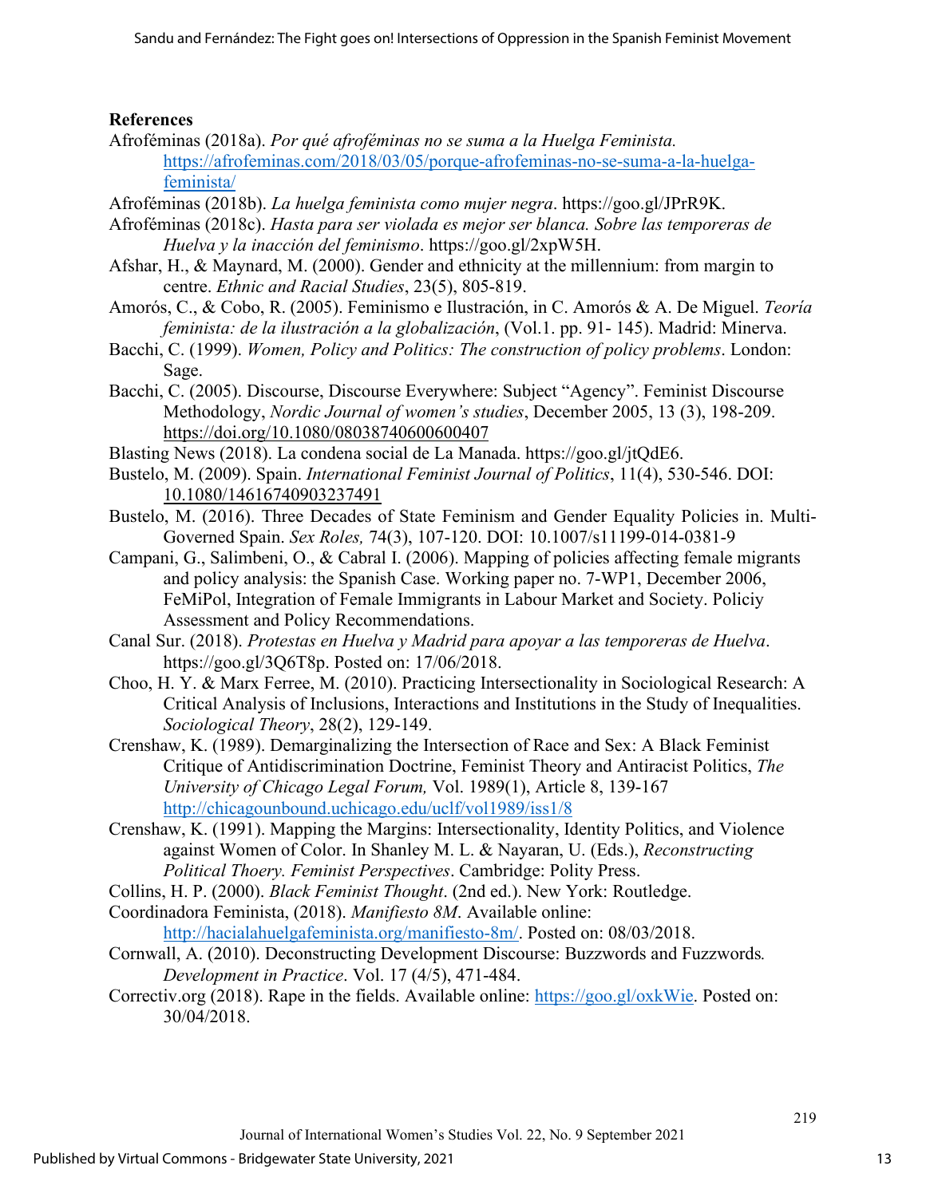## References

Afroféminas (2018a). *Por qué afroféminas no se suma a la Huelga Feminista.* https://afrofeminas.com/2018/03/05/porque-afrofeminas-no-se-suma-a-la-huelga-feminista/

Afroféminas (2018b). *La huelga feminista como mujer negra*. https://goo.gl/JPrR9K.

Afroféminas (2018c). *Hasta para ser violada es mejor ser blanca. Sobre las temporeras de Huelva y la inacción del feminismo*. https://goo.gl/2xpW5H.

Afshar, H., & Maynard, M. (2000). Gender and ethnicity at the millennium: from margin to centre. *Ethnic and Racial Studies*, 23(5), 805-819.

Amorós, C., & Cobo, R. (2005). Feminismo e Ilustración, in C. Amorós & A. De Miguel. *Teoría feminista: de la ilustración a la globalización*, (Vol.1. pp. 91- 145). Madrid: Minerva.

Bacchi, C. (1999). *Women, Policy and Politics: The construction of policy problems*. London: Sage.

Bacchi, C. (2005). Discourse, Discourse Everywhere: Subject "Agency". Feminist Discourse Methodology, *Nordic Journal of women's studies*, December 2005, 13 (3), 198-209. https://doi.org/10.1080/08038740600600407

Blasting News (2018). La condena social de La Manada. https://goo.gl/jtQdE6.

Bustelo, M. (2009). Spain. *International Feminist Journal of Politics*, 11(4), 530-546. DOI: 10.1080/14616740903237491

Bustelo, M. (2016). Three Decades of State Feminism and Gender Equality Policies in. Multi-Governed Spain. *Sex Roles,* 74(3), 107-120. DOI: 10.1007/s11199-014-0381-9

Campani, G., Salimbeni, O., & Cabral I. (2006). Mapping of policies affecting female migrants and policy analysis: the Spanish Case. Working paper no. 7-WP1, December 2006, FeMiPol, Integration of Female Immigrants in Labour Market and Society. Policiy Assessment and Policy Recommendations.

Canal Sur. (2018). *Protestas en Huelva y Madrid para apoyar a las temporeras de Huelva*. https://goo.gl/3Q6T8p. Posted on: 17/06/2018.

Choo, H. Y. & Marx Ferree, M. (2010). Practicing Intersectionality in Sociological Research: A Critical Analysis of Inclusions, Interactions and Institutions in the Study of Inequalities. *Sociological Theory*, 28(2), 129-149.

Crenshaw, K. (1989). Demarginalizing the Intersection of Race and Sex: A Black Feminist Critique of Antidiscrimination Doctrine, Feminist Theory and Antiracist Politics, *The University of Chicago Legal Forum,* Vol. 1989(1), Article 8, 139-167 http://chicagounbound.uchicago.edu/uclf/vol1989/iss1/8

Crenshaw, K. (1991). Mapping the Margins: Intersectionality, Identity Politics, and Violence against Women of Color. In Shanley M. L. & Nayaran, U. (Eds.), *Reconstructing Political Thoery. Feminist Perspectives*. Cambridge: Polity Press.

Collins, H. P. (2000). *Black Feminist Thought*. (2nd ed.). New York: Routledge.

Coordinadora Feminista, (2018). *Manifiesto 8M*. Available online: http://hacialahuelgafeminista.org/manifiesto-8m/. Posted on: 08/03/2018.

Cornwall, A. (2010). Deconstructing Development Discourse: Buzzwords and Fuzzwords*. Development in Practice*. Vol. 17 (4/5), 471-484.

Correctiv.org (2018). Rape in the fields. Available online: https://goo.gl/oxkWie. Posted on: 30/04/2018.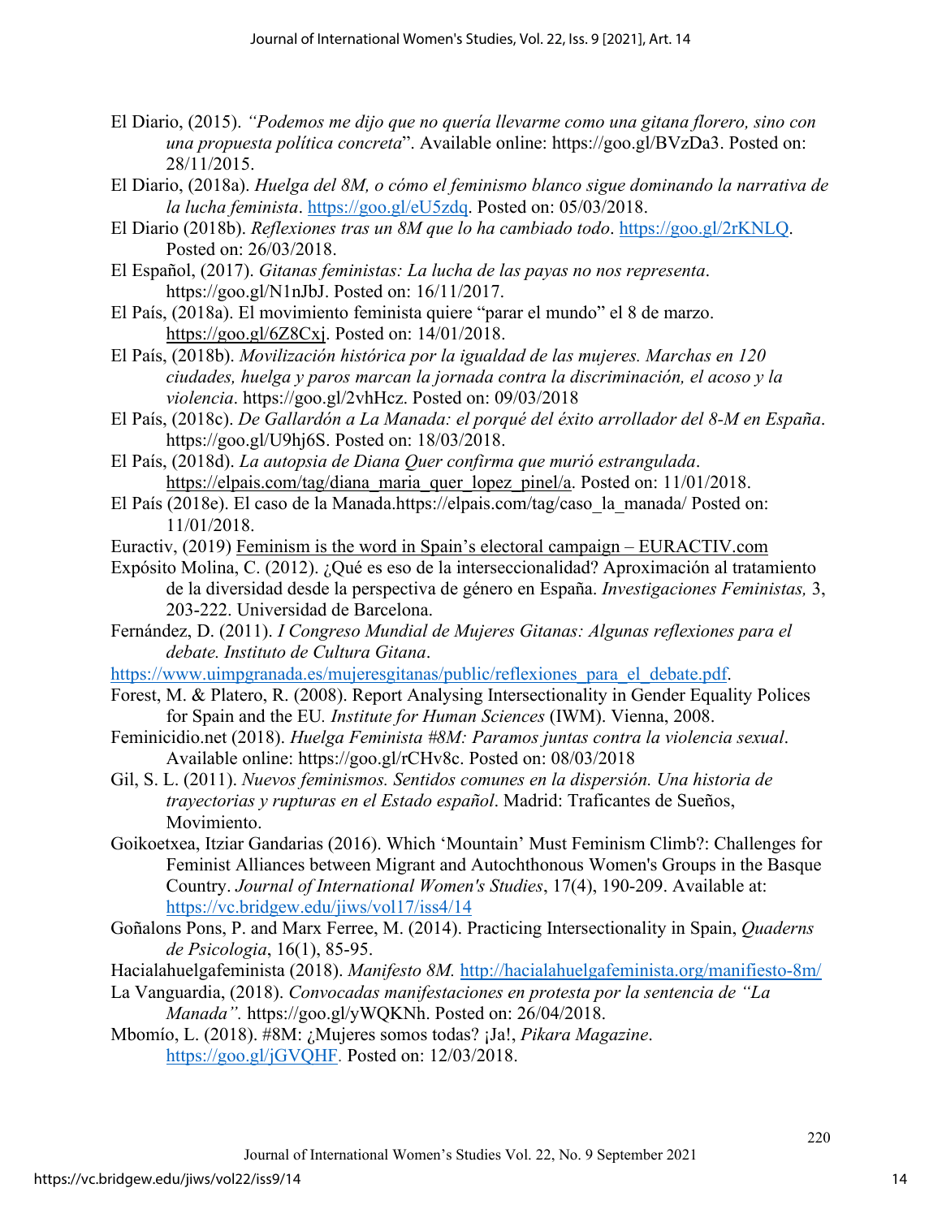El Diario, (2015). *"Podemos me dijo que no quería llevarme como una gitana florero, sino con una propuesta política concreta*". Available online: https://goo.gl/BVzDa3. Posted on: 28/11/2015.

El Diario, (2018a). *Huelga del 8M, o cómo el feminismo blanco sigue dominando la narrativa de la lucha feminista*. https://goo.gl/eU5zdq. Posted on: 05/03/2018.

El Diario (2018b). *Reflexiones tras un 8M que lo ha cambiado todo*. https://goo.gl/2rKNLQ. Posted on: 26/03/2018.

El Español, (2017). *Gitanas feministas: La lucha de las payas no nos representa*. https://goo.gl/N1nJbJ. Posted on: 16/11/2017.

El País, (2018a). El movimiento feminista quiere "parar el mundo" el 8 de marzo. https://goo.gl/6Z8Cxj. Posted on: 14/01/2018.

El País, (2018b). *Movilización histórica por la igualdad de las mujeres. Marchas en 120 ciudades, huelga y paros marcan la jornada contra la discriminación, el acoso y la violencia*. https://goo.gl/2vhHcz. Posted on: 09/03/2018

El País, (2018c). *De Gallardón a La Manada: el porqué del éxito arrollador del 8-M en España*. https://goo.gl/U9hj6S. Posted on: 18/03/2018.

El País, (2018d). *La autopsia de Diana Quer confirma que murió estrangulada*. https://elpais.com/tag/diana_maria_quer_lopez_pinel/a. Posted on: 11/01/2018.

El País (2018e). El caso de la Manada.https://elpais.com/tag/caso_la_manada/ Posted on: 11/01/2018.

Euractiv, (2019) Feminism is the word in Spain's electoral campaign – EURACTIV.com

Expósito Molina, C. (2012). ¿Qué es eso de la interseccionalidad? Aproximación al tratamiento de la diversidad desde la perspectiva de género en España. *Investigaciones Feministas,* 3, 203-222. Universidad de Barcelona.

Fernández, D. (2011). *I Congreso Mundial de Mujeres Gitanas: Algunas reflexiones para el debate. Instituto de Cultura Gitana*. https://www.uimpgranada.es/mujeresgitanas/public/reflexiones_para_el_debate.pdf.

Forest, M. & Platero, R. (2008). Report Analysing Intersectionality in Gender Equality Polices for Spain and the EU*. Institute for Human Sciences* (IWM). Vienna, 2008.

Feminicidio.net (2018). *Huelga Feminista #8M: Paramos juntas contra la violencia sexual*. Available online: https://goo.gl/rCHv8c. Posted on: 08/03/2018

Gil, S. L. (2011). *Nuevos feminismos. Sentidos comunes en la dispersión. Una historia de trayectorias y rupturas en el Estado español*. Madrid: Traficantes de Sueños, Movimiento.

Goikoetxea, Itziar Gandarias (2016). Which 'Mountain' Must Feminism Climb?: Challenges for Feminist Alliances between Migrant and Autochthonous Women's Groups in the Basque Country. *Journal of International Women's Studies*, 17(4), 190-209. Available at: https://vc.bridgew.edu/jiws/vol17/iss4/14

Goñalons Pons, P. and Marx Ferree, M. (2014). Practicing Intersectionality in Spain, *Quaderns de Psicologia*, 16(1), 85-95.

Hacialahuelgafeminista (2018). *Manifesto 8M.* http://hacialahuelgafeminista.org/manifiesto-8m/

La Vanguardia, (2018). *Convocadas manifestaciones en protesta por la sentencia de "La Manada".* https://goo.gl/yWQKNh. Posted on: 26/04/2018.

Mbomío, L. (2018). #8M: ¿Mujeres somos todas? ¡Ja!, *Pikara Magazine*. https://goo.gl/jGVQHF. Posted on: 12/03/2018.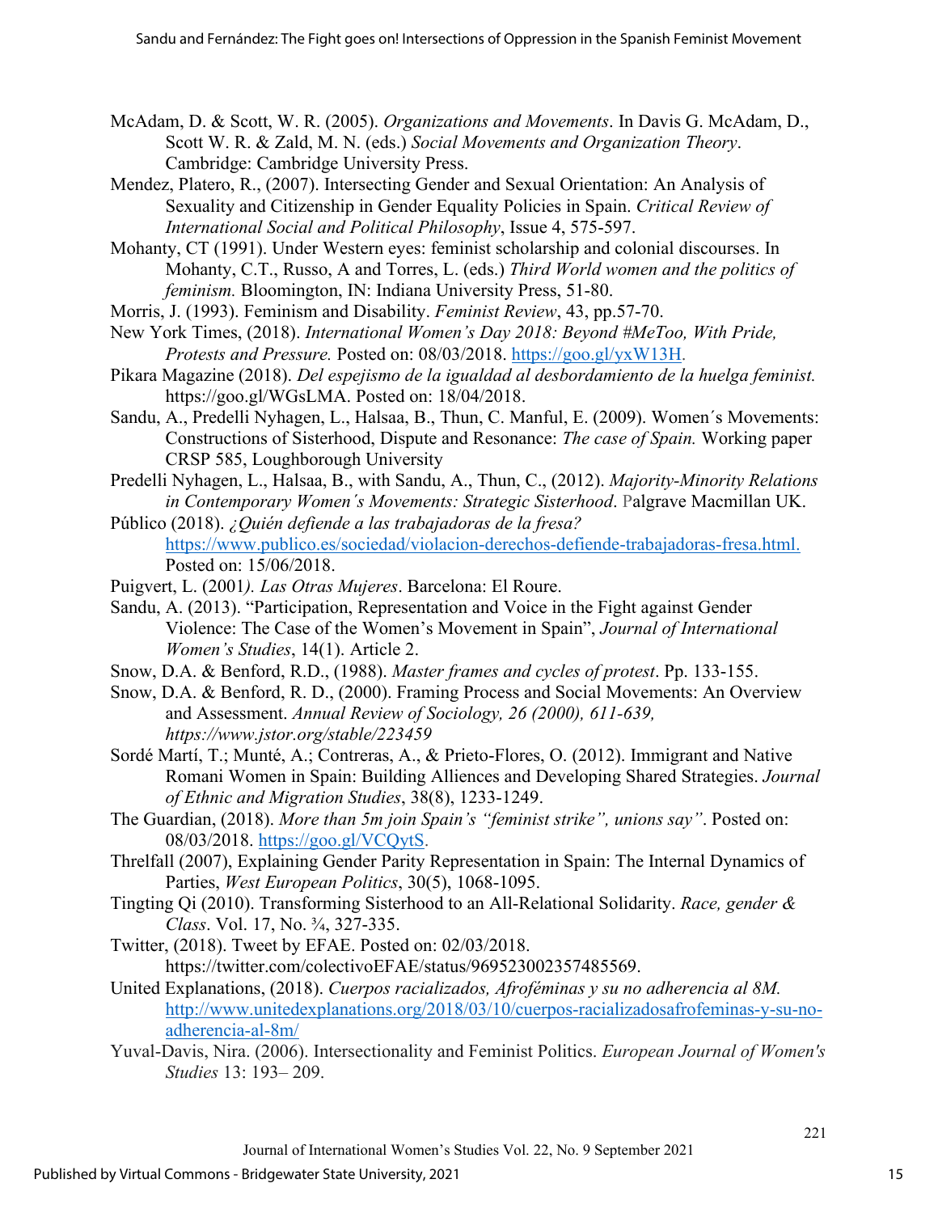McAdam, D. & Scott, W. R. (2005). *Organizations and Movements*. In Davis G. McAdam, D., Scott W. R. & Zald, M. N. (eds.) *Social Movements and Organization Theory*. Cambridge: Cambridge University Press.

Mendez, Platero, R., (2007). Intersecting Gender and Sexual Orientation: An Analysis of Sexuality and Citizenship in Gender Equality Policies in Spain. *Critical Review of International Social and Political Philosophy*, Issue 4, 575-597.

Mohanty, CT (1991). Under Western eyes: feminist scholarship and colonial discourses. In Mohanty, C.T., Russo, A and Torres, L. (eds.) *Third World women and the politics of feminism.* Bloomington, IN: Indiana University Press, 51-80.

Morris, J. (1993). Feminism and Disability. *Feminist Review*, 43, pp.57-70.

New York Times, (2018). *International Women's Day 2018: Beyond #MeToo, With Pride, Protests and Pressure.* Posted on: 08/03/2018. https://goo.gl/yxW13H.

Pikara Magazine (2018). *Del espejismo de la igualdad al desbordamiento de la huelga feminist.* https://goo.gl/WGsLMA. Posted on: 18/04/2018.

Sandu, A., Predelli Nyhagen, L., Halsaa, B., Thun, C. Manful, E. (2009). Women´s Movements: Constructions of Sisterhood, Dispute and Resonance: *The case of Spain.* Working paper CRSP 585, Loughborough University

Predelli Nyhagen, L., Halsaa, B., with Sandu, A., Thun, C., (2012). *Majority-Minority Relations in Contemporary Women´s Movements: Strategic Sisterhood*. Palgrave Macmillan UK.

Público (2018). *¿Quién defiende a las trabajadoras de la fresa?* https://www.publico.es/sociedad/violacion-derechos-defiende-trabajadoras-fresa.html. Posted on: 15/06/2018.

Puigvert, L. (2001*). Las Otras Mujeres*. Barcelona: El Roure.

Sandu, A. (2013). "Participation, Representation and Voice in the Fight against Gender Violence: The Case of the Women's Movement in Spain", *Journal of International Women's Studies*, 14(1). Article 2.

Snow, D.A. & Benford, R.D., (1988). *Master frames and cycles of protest*. Pp. 133-155.

Snow, D.A. & Benford, R. D., (2000). Framing Process and Social Movements: An Overview and Assessment. *Annual Review of Sociology, 26 (2000), 611-639, https://www.jstor.org/stable/223459*

Sordé Martí, T.; Munté, A.; Contreras, A., & Prieto-Flores, O. (2012). Immigrant and Native Romani Women in Spain: Building Alliences and Developing Shared Strategies. *Journal of Ethnic and Migration Studies*, 38(8), 1233-1249.

The Guardian, (2018). *More than 5m join Spain's "feminist strike", unions say"*. Posted on: 08/03/2018. https://goo.gl/VCQytS.

Threlfall (2007), Explaining Gender Parity Representation in Spain: The Internal Dynamics of Parties, *West European Politics*, 30(5), 1068-1095.

Tingting Qi (2010). Transforming Sisterhood to an All-Relational Solidarity. *Race, gender & Class*. Vol. 17, No. ¾, 327-335.

Twitter, (2018). Tweet by EFAE. Posted on: 02/03/2018. https://twitter.com/colectivoEFAE/status/969523002357485569.

United Explanations, (2018). *Cuerpos racializados, Afroféminas y su no adherencia al 8M.* http://www.unitedexplanations.org/2018/03/10/cuerpos-racializadosafrofeminas-y-su-no-adherencia-al-8m/

Yuval-Davis, Nira. (2006). Intersectionality and Feminist Politics. *European Journal of Women's Studies* 13: 193– 209.